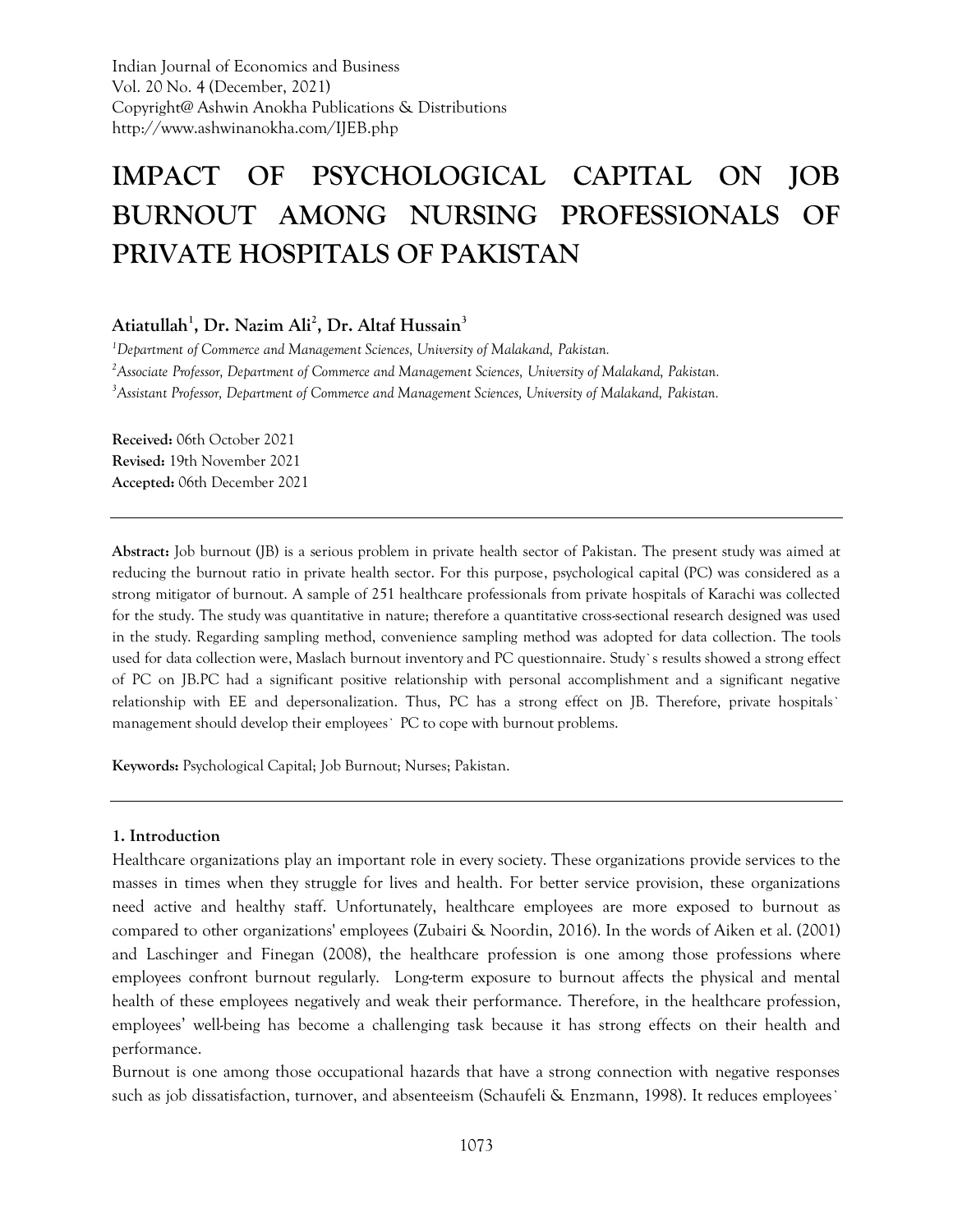Indian Journal of Economics and Business
Vol. 20 No. 4 (December, 2021)
Copyright@ Ashwin Anokha Publications & Distributions
http://www.ashwinanokha.com/IJEB.php

# IMPACT OF PSYCHOLOGICAL CAPITAL ON JOB BURNOUT AMONG NURSING PROFESSIONALS OF PRIVATE HOSPITALS OF PAKISTAN

**Atiatullah[1], Dr. Nazim Ali[2], Dr. Altaf Hussain[3]**

[1]*Department of Commerce and Management Sciences, University of Malakand, Pakistan.*

[2]*Associate Professor, Department of Commerce and Management Sciences, University of Malakand, Pakistan.*

[3]*Assistant Professor, Department of Commerce and Management Sciences, University of Malakand, Pakistan.*

**Received:** 06th October 2021
**Revised:** 19th November 2021
**Accepted:** 06th December 2021

---

**Abstract:** Job burnout (JB) is a serious problem in private health sector of Pakistan. The present study was aimed at reducing the burnout ratio in private health sector. For this purpose, psychological capital (PC) was considered as a strong mitigator of burnout. A sample of 251 healthcare professionals from private hospitals of Karachi was collected for the study. The study was quantitative in nature; therefore a quantitative cross-sectional research designed was used in the study. Regarding sampling method, convenience sampling method was adopted for data collection. The tools used for data collection were, Maslach burnout inventory and PC questionnaire. Study`s results showed a strong effect of PC on JB.PC had a significant positive relationship with personal accomplishment and a significant negative relationship with EE and depersonalization. Thus, PC has a strong effect on JB. Therefore, private hospitals` management should develop their employees` PC to cope with burnout problems.

**Keywords:** Psychological Capital; Job Burnout; Nurses; Pakistan.

---

## 1. Introduction

Healthcare organizations play an important role in every society. These organizations provide services to the masses in times when they struggle for lives and health. For better service provision, these organizations need active and healthy staff. Unfortunately, healthcare employees are more exposed to burnout as compared to other organizations' employees (Zubairi & Noordin, 2016). In the words of Aiken et al. (2001) and Laschinger and Finegan (2008), the healthcare profession is one among those professions where employees confront burnout regularly. Long-term exposure to burnout affects the physical and mental health of these employees negatively and weak their performance. Therefore, in the healthcare profession, employees' well-being has become a challenging task because it has strong effects on their health and performance.

Burnout is one among those occupational hazards that have a strong connection with negative responses such as job dissatisfaction, turnover, and absenteeism (Schaufeli & Enzmann, 1998). It reduces employees`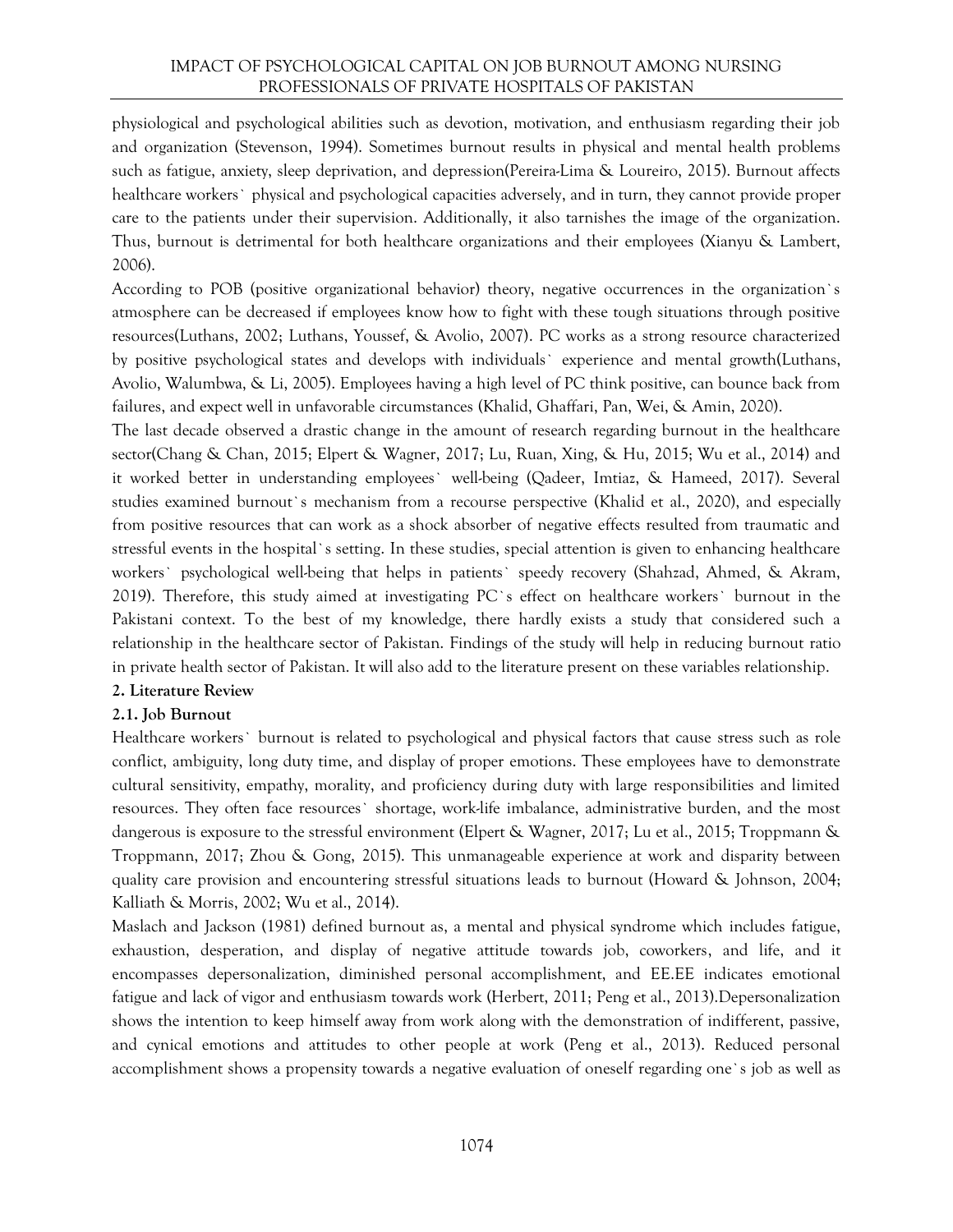physiological and psychological abilities such as devotion, motivation, and enthusiasm regarding their job and organization (Stevenson, 1994). Sometimes burnout results in physical and mental health problems such as fatigue, anxiety, sleep deprivation, and depression(Pereira-Lima & Loureiro, 2015). Burnout affects healthcare workers` physical and psychological capacities adversely, and in turn, they cannot provide proper care to the patients under their supervision. Additionally, it also tarnishes the image of the organization. Thus, burnout is detrimental for both healthcare organizations and their employees (Xianyu & Lambert, 2006).

According to POB (positive organizational behavior) theory, negative occurrences in the organization`s atmosphere can be decreased if employees know how to fight with these tough situations through positive resources(Luthans, 2002; Luthans, Youssef, & Avolio, 2007). PC works as a strong resource characterized by positive psychological states and develops with individuals` experience and mental growth(Luthans, Avolio, Walumbwa, & Li, 2005). Employees having a high level of PC think positive, can bounce back from failures, and expect well in unfavorable circumstances (Khalid, Ghaffari, Pan, Wei, & Amin, 2020).

The last decade observed a drastic change in the amount of research regarding burnout in the healthcare sector(Chang & Chan, 2015; Elpert & Wagner, 2017; Lu, Ruan, Xing, & Hu, 2015; Wu et al., 2014) and it worked better in understanding employees` well-being (Qadeer, Imtiaz, & Hameed, 2017). Several studies examined burnout`s mechanism from a recourse perspective (Khalid et al., 2020), and especially from positive resources that can work as a shock absorber of negative effects resulted from traumatic and stressful events in the hospital`s setting. In these studies, special attention is given to enhancing healthcare workers` psychological well-being that helps in patients` speedy recovery (Shahzad, Ahmed, & Akram, 2019). Therefore, this study aimed at investigating PC`s effect on healthcare workers` burnout in the Pakistani context. To the best of my knowledge, there hardly exists a study that considered such a relationship in the healthcare sector of Pakistan. Findings of the study will help in reducing burnout ratio in private health sector of Pakistan. It will also add to the literature present on these variables relationship.

## 2. Literature Review

### 2.1. Job Burnout

Healthcare workers` burnout is related to psychological and physical factors that cause stress such as role conflict, ambiguity, long duty time, and display of proper emotions. These employees have to demonstrate cultural sensitivity, empathy, morality, and proficiency during duty with large responsibilities and limited resources. They often face resources` shortage, work-life imbalance, administrative burden, and the most dangerous is exposure to the stressful environment (Elpert & Wagner, 2017; Lu et al., 2015; Troppmann & Troppmann, 2017; Zhou & Gong, 2015). This unmanageable experience at work and disparity between quality care provision and encountering stressful situations leads to burnout (Howard & Johnson, 2004; Kalliath & Morris, 2002; Wu et al., 2014).

Maslach and Jackson (1981) defined burnout as, a mental and physical syndrome which includes fatigue, exhaustion, desperation, and display of negative attitude towards job, coworkers, and life, and it encompasses depersonalization, diminished personal accomplishment, and EE.EE indicates emotional fatigue and lack of vigor and enthusiasm towards work (Herbert, 2011; Peng et al., 2013).Depersonalization shows the intention to keep himself away from work along with the demonstration of indifferent, passive, and cynical emotions and attitudes to other people at work (Peng et al., 2013). Reduced personal accomplishment shows a propensity towards a negative evaluation of oneself regarding one`s job as well as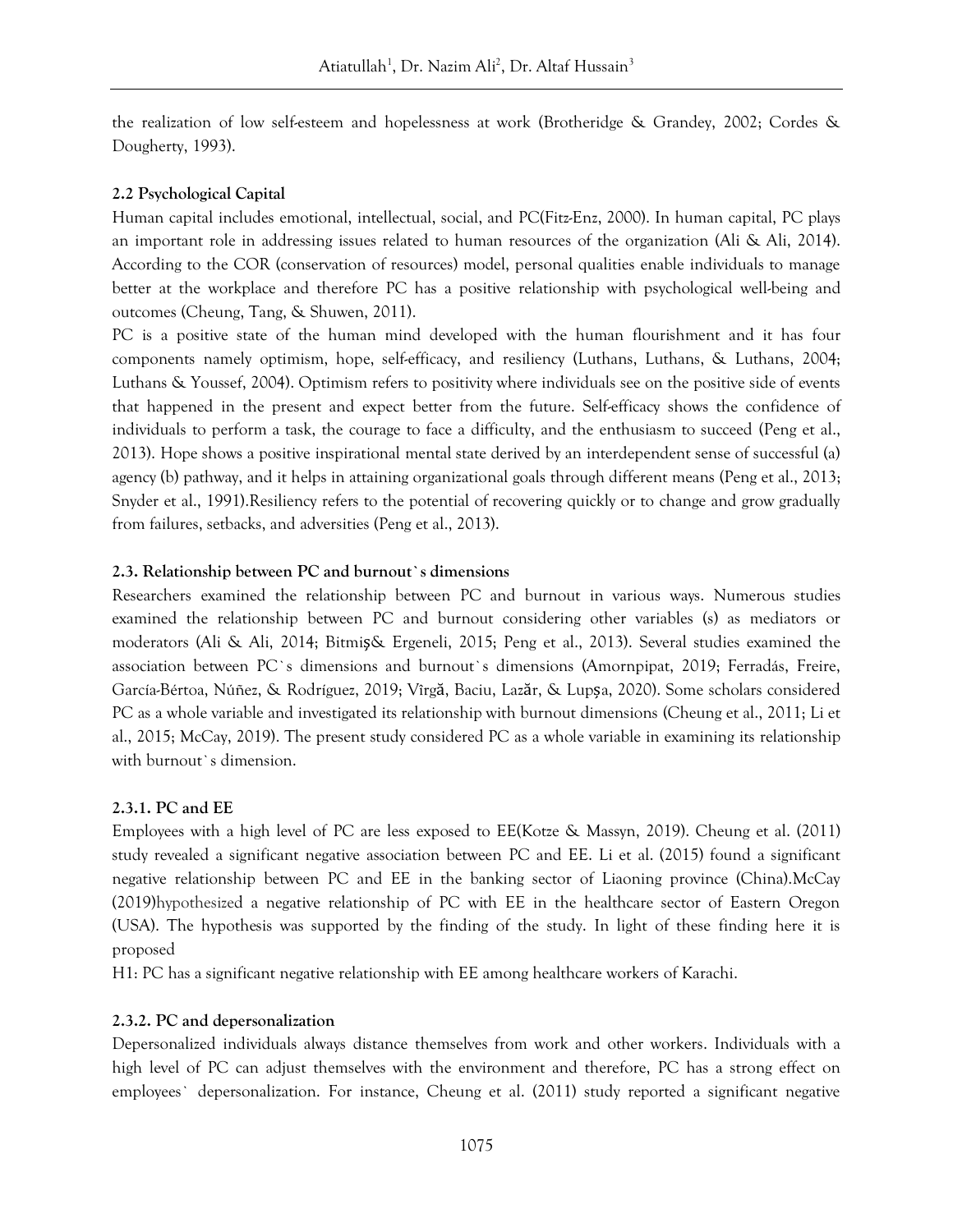the realization of low self-esteem and hopelessness at work (Brotheridge & Grandey, 2002; Cordes & Dougherty, 1993).

### 2.2 Psychological Capital

Human capital includes emotional, intellectual, social, and PC(Fitz-Enz, 2000). In human capital, PC plays an important role in addressing issues related to human resources of the organization (Ali & Ali, 2014). According to the COR (conservation of resources) model, personal qualities enable individuals to manage better at the workplace and therefore PC has a positive relationship with psychological well-being and outcomes (Cheung, Tang, & Shuwen, 2011).

PC is a positive state of the human mind developed with the human flourishment and it has four components namely optimism, hope, self-efficacy, and resiliency (Luthans, Luthans, & Luthans, 2004; Luthans & Youssef, 2004). Optimism refers to positivity where individuals see on the positive side of events that happened in the present and expect better from the future. Self-efficacy shows the confidence of individuals to perform a task, the courage to face a difficulty, and the enthusiasm to succeed (Peng et al., 2013). Hope shows a positive inspirational mental state derived by an interdependent sense of successful (a) agency (b) pathway, and it helps in attaining organizational goals through different means (Peng et al., 2013; Snyder et al., 1991).Resiliency refers to the potential of recovering quickly or to change and grow gradually from failures, setbacks, and adversities (Peng et al., 2013).

### 2.3. Relationship between PC and burnout`s dimensions

Researchers examined the relationship between PC and burnout in various ways. Numerous studies examined the relationship between PC and burnout considering other variables (s) as mediators or moderators (Ali & Ali, 2014; Bitmiş& Ergeneli, 2015; Peng et al., 2013). Several studies examined the association between PC`s dimensions and burnout`s dimensions (Amornpipat, 2019; Ferradás, Freire, García-Bértoa, Núñez, & Rodríguez, 2019; Vîrgă, Baciu, Lazăr, & Lupşa, 2020). Some scholars considered PC as a whole variable and investigated its relationship with burnout dimensions (Cheung et al., 2011; Li et al., 2015; McCay, 2019). The present study considered PC as a whole variable in examining its relationship with burnout`s dimension.

#### 2.3.1. PC and EE

Employees with a high level of PC are less exposed to EE(Kotze & Massyn, 2019). Cheung et al. (2011) study revealed a significant negative association between PC and EE. Li et al. (2015) found a significant negative relationship between PC and EE in the banking sector of Liaoning province (China).McCay (2019)hypothesized a negative relationship of PC with EE in the healthcare sector of Eastern Oregon (USA). The hypothesis was supported by the finding of the study. In light of these finding here it is proposed

H1: PC has a significant negative relationship with EE among healthcare workers of Karachi.

#### 2.3.2. PC and depersonalization

Depersonalized individuals always distance themselves from work and other workers. Individuals with a high level of PC can adjust themselves with the environment and therefore, PC has a strong effect on employees` depersonalization. For instance, Cheung et al. (2011) study reported a significant negative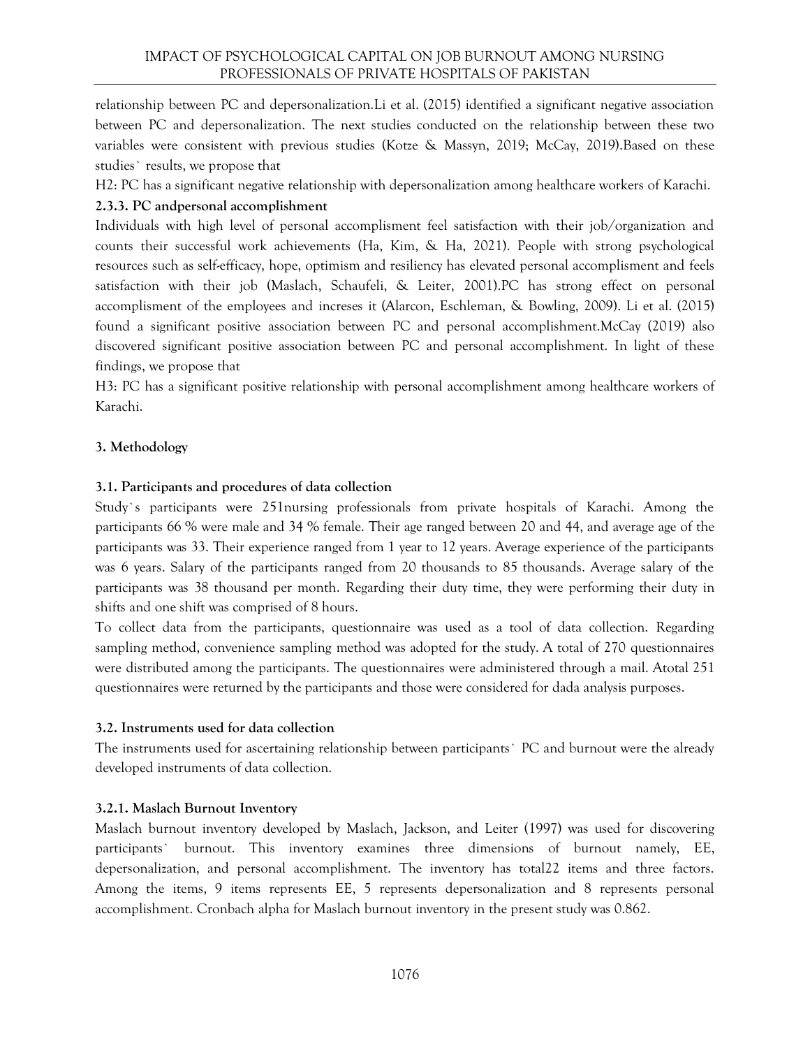relationship between PC and depersonalization.Li et al. (2015) identified a significant negative association between PC and depersonalization. The next studies conducted on the relationship between these two variables were consistent with previous studies (Kotze & Massyn, 2019; McCay, 2019).Based on these studies` results, we propose that

H2: PC has a significant negative relationship with depersonalization among healthcare workers of Karachi.

#### 2.3.3. PC andpersonal accomplishment

Individuals with high level of personal accomplisment feel satisfaction with their job/organization and counts their successful work achievements (Ha, Kim, & Ha, 2021). People with strong psychological resources such as self-efficacy, hope, optimism and resiliency has elevated personal accomplisment and feels satisfaction with their job (Maslach, Schaufeli, & Leiter, 2001).PC has strong effect on personal accomplisment of the employees and increses it (Alarcon, Eschleman, & Bowling, 2009). Li et al. (2015) found a significant positive association between PC and personal accomplishment.McCay (2019) also discovered significant positive association between PC and personal accomplishment. In light of these findings, we propose that

H3: PC has a significant positive relationship with personal accomplishment among healthcare workers of Karachi.

## 3. Methodology

### 3.1. Participants and procedures of data collection

Study`s participants were 251nursing professionals from private hospitals of Karachi. Among the participants 66 % were male and 34 % female. Their age ranged between 20 and 44, and average age of the participants was 33. Their experience ranged from 1 year to 12 years. Average experience of the participants was 6 years. Salary of the participants ranged from 20 thousands to 85 thousands. Average salary of the participants was 38 thousand per month. Regarding their duty time, they were performing their duty in shifts and one shift was comprised of 8 hours.

To collect data from the participants, questionnaire was used as a tool of data collection. Regarding sampling method, convenience sampling method was adopted for the study. A total of 270 questionnaires were distributed among the participants. The questionnaires were administered through a mail. Atotal 251 questionnaires were returned by the participants and those were considered for dada analysis purposes.

### 3.2. Instruments used for data collection

The instruments used for ascertaining relationship between participants` PC and burnout were the already developed instruments of data collection.

#### 3.2.1. Maslach Burnout Inventory

Maslach burnout inventory developed by Maslach, Jackson, and Leiter (1997) was used for discovering participants` burnout. This inventory examines three dimensions of burnout namely, EE, depersonalization, and personal accomplishment. The inventory has total22 items and three factors. Among the items, 9 items represents EE, 5 represents depersonalization and 8 represents personal accomplishment. Cronbach alpha for Maslach burnout inventory in the present study was 0.862.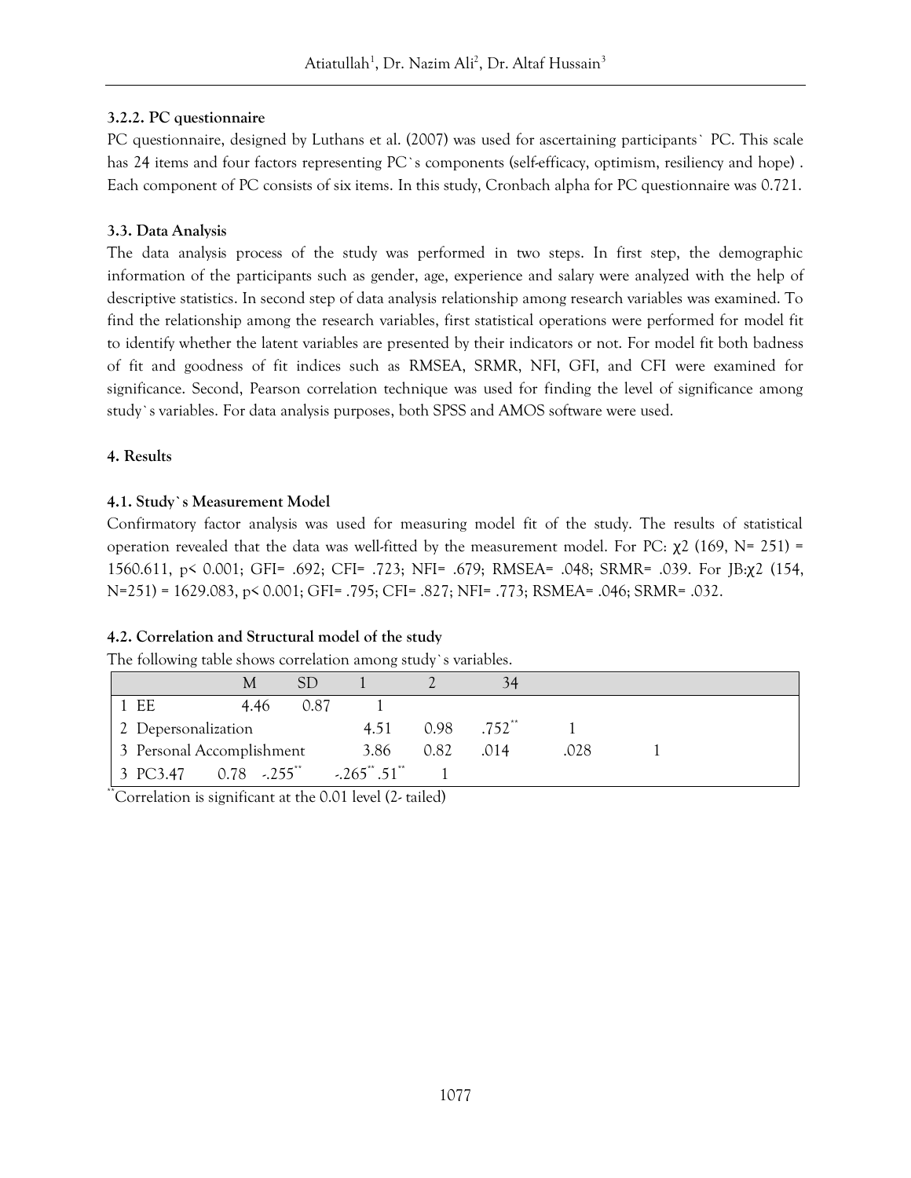### 3.2.2. PC questionnaire

PC questionnaire, designed by Luthans et al. (2007) was used for ascertaining participants` PC. This scale has 24 items and four factors representing PC`s components (self-efficacy, optimism, resiliency and hope) . Each component of PC consists of six items. In this study, Cronbach alpha for PC questionnaire was 0.721.

### 3.3. Data Analysis

The data analysis process of the study was performed in two steps. In first step, the demographic information of the participants such as gender, age, experience and salary were analyzed with the help of descriptive statistics. In second step of data analysis relationship among research variables was examined. To find the relationship among the research variables, first statistical operations were performed for model fit to identify whether the latent variables are presented by their indicators or not. For model fit both badness of fit and goodness of fit indices such as RMSEA, SRMR, NFI, GFI, and CFI were examined for significance. Second, Pearson correlation technique was used for finding the level of significance among study`s variables. For data analysis purposes, both SPSS and AMOS software were used.

## 4. Results

### 4.1. Study`s Measurement Model

Confirmatory factor analysis was used for measuring model fit of the study. The results of statistical operation revealed that the data was well-fitted by the measurement model. For PC: $\chi^2$ (169, N= 251) = 1560.611, $p < 0.001$; GFI= .692; CFI= .723; NFI= .679; RMSEA= .048; SRMR= .039. For JB: $\chi^2$ (154, N=251) = 1629.083, $p < 0.001$; GFI= .795; CFI= .827; NFI= .773; RSMEA= .046; SRMR= .032.

### 4.2. Correlation and Structural model of the study

The following table shows correlation among study`s variables.

| | M | SD | 1 | 2 | 3 | 4 |
|---|---|---|---|---|---|---|
| 1 EE | 4.46 | 0.87 | 1 | | | |
| 2 Depersonalization | 4.51 | 0.98 | .752** | 1 | | |
| 3 Personal Accomplishment | 3.86 | 0.82 | .014 | .028 | 1 | |
| 3 PC | 3.47 | 0.78 | -.255** | -.265** | .51** | 1 |

**Correlation is significant at the 0.01 level (2- tailed)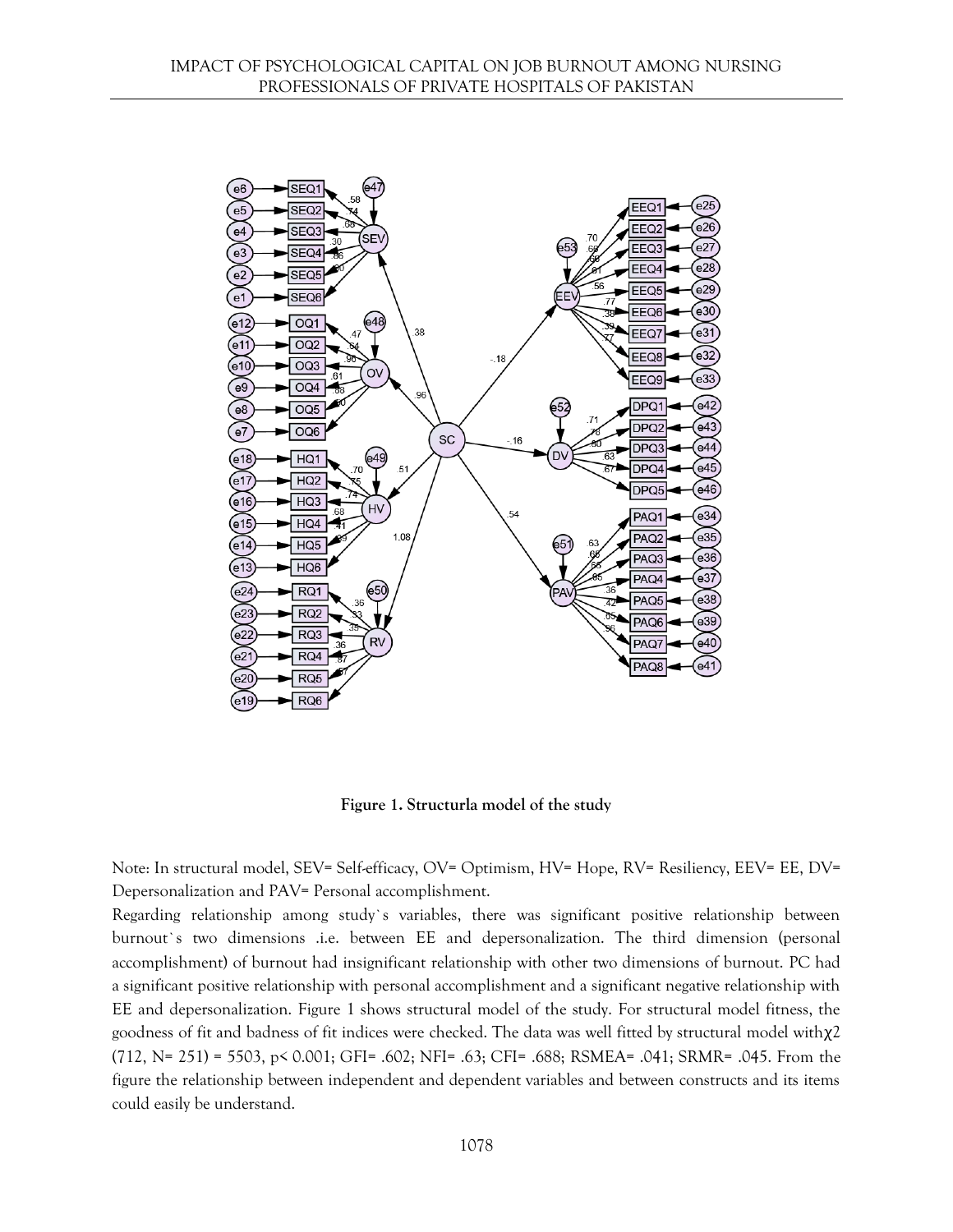**Figure 1. Structurla model of the study**

Note: In structural model, SEV= Self-efficacy, OV= Optimism, HV= Hope, RV= Resiliency, EEV= EE, DV= Depersonalization and PAV= Personal accomplishment.

Regarding relationship among study`s variables, there was significant positive relationship between burnout`s two dimensions .i.e. between EE and depersonalization. The third dimension (personal accomplishment) of burnout had insignificant relationship with other two dimensions of burnout. PC had a significant positive relationship with personal accomplishment and a significant negative relationship with EE and depersonalization. Figure 1 shows structural model of the study. For structural model fitness, the goodness of fit and badness of fit indices were checked. The data was well fitted by structural model with $\chi2$ (712, N= 251) = 5503, p< 0.001; GFI= .602; NFI= .63; CFI= .688; RSMEA= .041; SRMR= .045. From the figure the relationship between independent and dependent variables and between constructs and its items could easily be understand.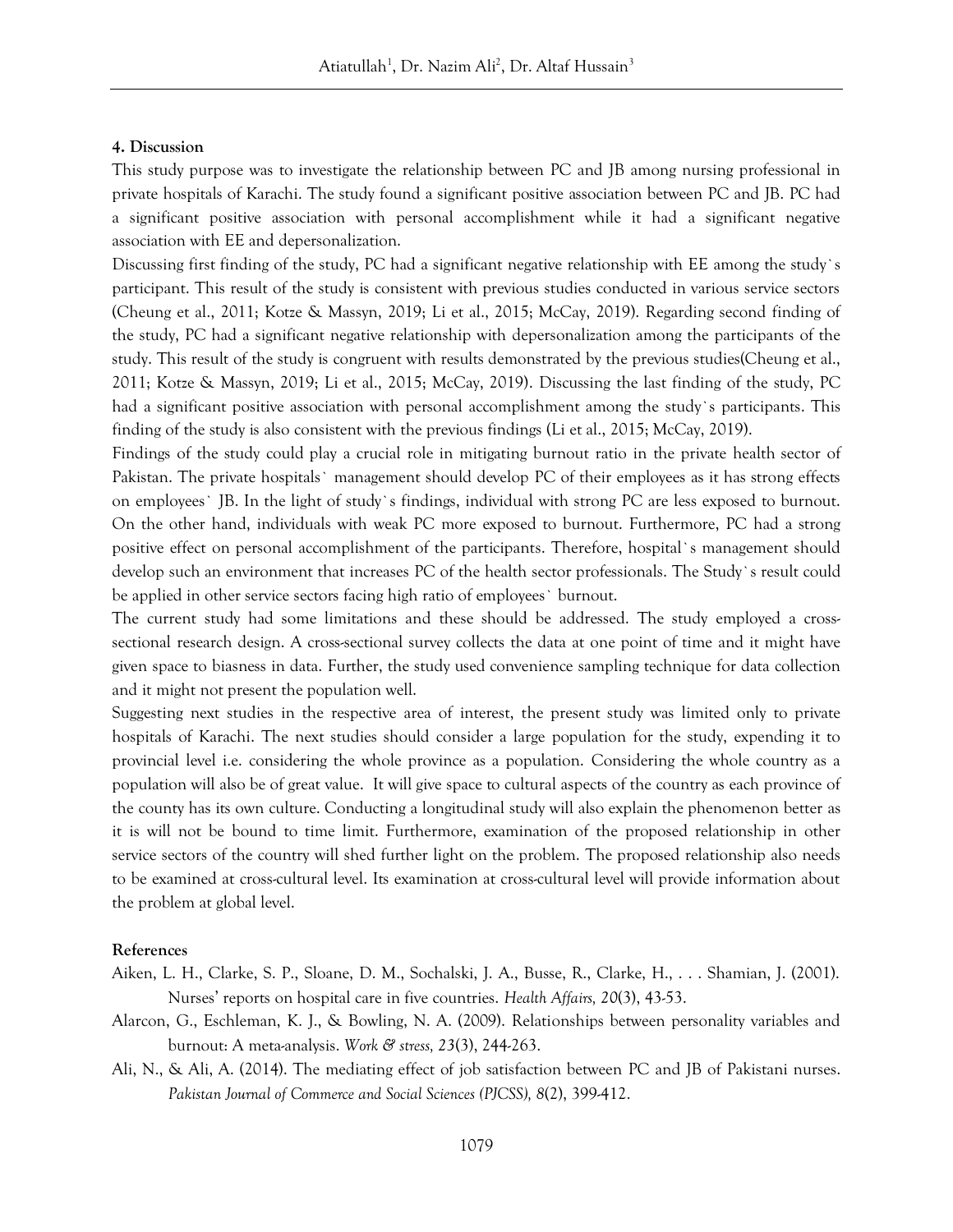## 4. Discussion

This study purpose was to investigate the relationship between PC and JB among nursing professional in private hospitals of Karachi. The study found a significant positive association between PC and JB. PC had a significant positive association with personal accomplishment while it had a significant negative association with EE and depersonalization.

Discussing first finding of the study, PC had a significant negative relationship with EE among the study`s participant. This result of the study is consistent with previous studies conducted in various service sectors (Cheung et al., 2011; Kotze & Massyn, 2019; Li et al., 2015; McCay, 2019). Regarding second finding of the study, PC had a significant negative relationship with depersonalization among the participants of the study. This result of the study is congruent with results demonstrated by the previous studies(Cheung et al., 2011; Kotze & Massyn, 2019; Li et al., 2015; McCay, 2019). Discussing the last finding of the study, PC had a significant positive association with personal accomplishment among the study`s participants. This finding of the study is also consistent with the previous findings (Li et al., 2015; McCay, 2019).

Findings of the study could play a crucial role in mitigating burnout ratio in the private health sector of Pakistan. The private hospitals` management should develop PC of their employees as it has strong effects on employees` JB. In the light of study`s findings, individual with strong PC are less exposed to burnout. On the other hand, individuals with weak PC more exposed to burnout. Furthermore, PC had a strong positive effect on personal accomplishment of the participants. Therefore, hospital`s management should develop such an environment that increases PC of the health sector professionals. The Study`s result could be applied in other service sectors facing high ratio of employees` burnout.

The current study had some limitations and these should be addressed. The study employed a cross-sectional research design. A cross-sectional survey collects the data at one point of time and it might have given space to biasness in data. Further, the study used convenience sampling technique for data collection and it might not present the population well.

Suggesting next studies in the respective area of interest, the present study was limited only to private hospitals of Karachi. The next studies should consider a large population for the study, expending it to provincial level i.e. considering the whole province as a population. Considering the whole country as a population will also be of great value. It will give space to cultural aspects of the country as each province of the county has its own culture. Conducting a longitudinal study will also explain the phenomenon better as it is will not be bound to time limit. Furthermore, examination of the proposed relationship in other service sectors of the country will shed further light on the problem. The proposed relationship also needs to be examined at cross-cultural level. Its examination at cross-cultural level will provide information about the problem at global level.

## References

Aiken, L. H., Clarke, S. P., Sloane, D. M., Sochalski, J. A., Busse, R., Clarke, H., . . . Shamian, J. (2001). Nurses' reports on hospital care in five countries. *Health Affairs, 20*(3), 43-53.

Alarcon, G., Eschleman, K. J., & Bowling, N. A. (2009). Relationships between personality variables and burnout: A meta-analysis. *Work & stress, 23*(3), 244-263.

Ali, N., & Ali, A. (2014). The mediating effect of job satisfaction between PC and JB of Pakistani nurses. *Pakistan Journal of Commerce and Social Sciences (PJCSS), 8*(2), 399-412.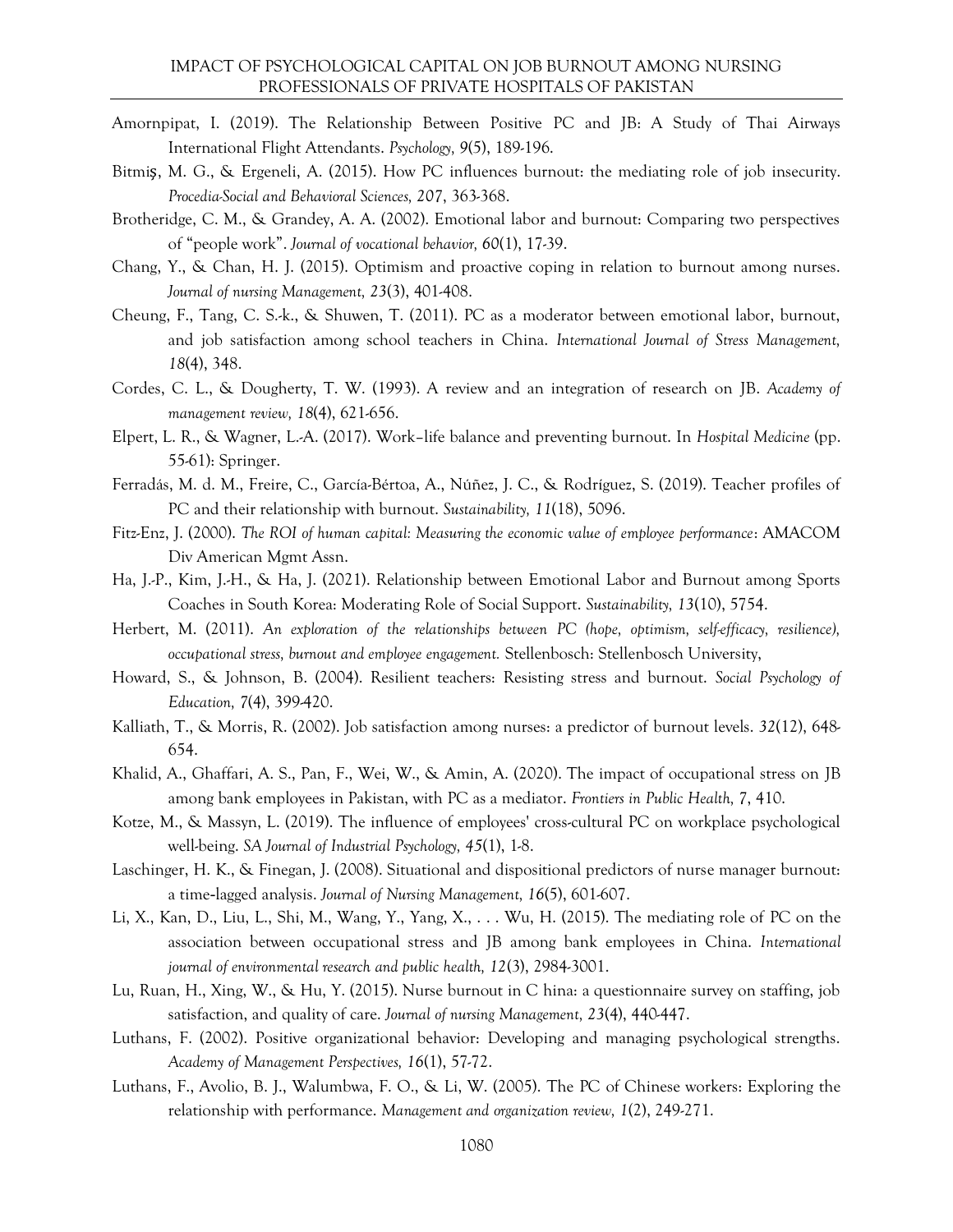Amornpipat, I. (2019). The Relationship Between Positive PC and JB: A Study of Thai Airways International Flight Attendants. *Psychology, 9*(5), 189-196.

Bitmiş, M. G., & Ergeneli, A. (2015). How PC influences burnout: the mediating role of job insecurity. *Procedia-Social and Behavioral Sciences, 207*, 363-368.

Brotheridge, C. M., & Grandey, A. A. (2002). Emotional labor and burnout: Comparing two perspectives of "people work". *Journal of vocational behavior, 60*(1), 17-39.

Chang, Y., & Chan, H. J. (2015). Optimism and proactive coping in relation to burnout among nurses. *Journal of nursing Management, 23*(3), 401-408.

Cheung, F., Tang, C. S.-k., & Shuwen, T. (2011). PC as a moderator between emotional labor, burnout, and job satisfaction among school teachers in China. *International Journal of Stress Management, 18*(4), 348.

Cordes, C. L., & Dougherty, T. W. (1993). A review and an integration of research on JB. *Academy of management review, 18*(4), 621-656.

Elpert, L. R., & Wagner, L.-A. (2017). Work–life balance and preventing burnout. In *Hospital Medicine* (pp. 55-61): Springer.

Ferradás, M. d. M., Freire, C., García-Bértoa, A., Núñez, J. C., & Rodríguez, S. (2019). Teacher profiles of PC and their relationship with burnout. *Sustainability, 11*(18), 5096.

Fitz-Enz, J. (2000). *The ROI of human capital: Measuring the economic value of employee performance*: AMACOM Div American Mgmt Assn.

Ha, J.-P., Kim, J.-H., & Ha, J. (2021). Relationship between Emotional Labor and Burnout among Sports Coaches in South Korea: Moderating Role of Social Support. *Sustainability, 13*(10), 5754.

Herbert, M. (2011). *An exploration of the relationships between PC (hope, optimism, self-efficacy, resilience), occupational stress, burnout and employee engagement.* Stellenbosch: Stellenbosch University,

Howard, S., & Johnson, B. (2004). Resilient teachers: Resisting stress and burnout. *Social Psychology of Education, 7*(4), 399-420.

Kalliath, T., & Morris, R. (2002). Job satisfaction among nurses: a predictor of burnout levels. *32*(12), 648-654.

Khalid, A., Ghaffari, A. S., Pan, F., Wei, W., & Amin, A. (2020). The impact of occupational stress on JB among bank employees in Pakistan, with PC as a mediator. *Frontiers in Public Health, 7*, 410.

Kotze, M., & Massyn, L. (2019). The influence of employees' cross-cultural PC on workplace psychological well-being. *SA Journal of Industrial Psychology, 45*(1), 1-8.

Laschinger, H. K., & Finegan, J. (2008). Situational and dispositional predictors of nurse manager burnout: a time-lagged analysis. *Journal of Nursing Management, 16*(5), 601-607.

Li, X., Kan, D., Liu, L., Shi, M., Wang, Y., Yang, X., . . . Wu, H. (2015). The mediating role of PC on the association between occupational stress and JB among bank employees in China. *International journal of environmental research and public health, 12*(3), 2984-3001.

Lu, Ruan, H., Xing, W., & Hu, Y. (2015). Nurse burnout in C hina: a questionnaire survey on staffing, job satisfaction, and quality of care. *Journal of nursing Management, 23*(4), 440-447.

Luthans, F. (2002). Positive organizational behavior: Developing and managing psychological strengths. *Academy of Management Perspectives, 16*(1), 57-72.

Luthans, F., Avolio, B. J., Walumbwa, F. O., & Li, W. (2005). The PC of Chinese workers: Exploring the relationship with performance. *Management and organization review, 1*(2), 249-271.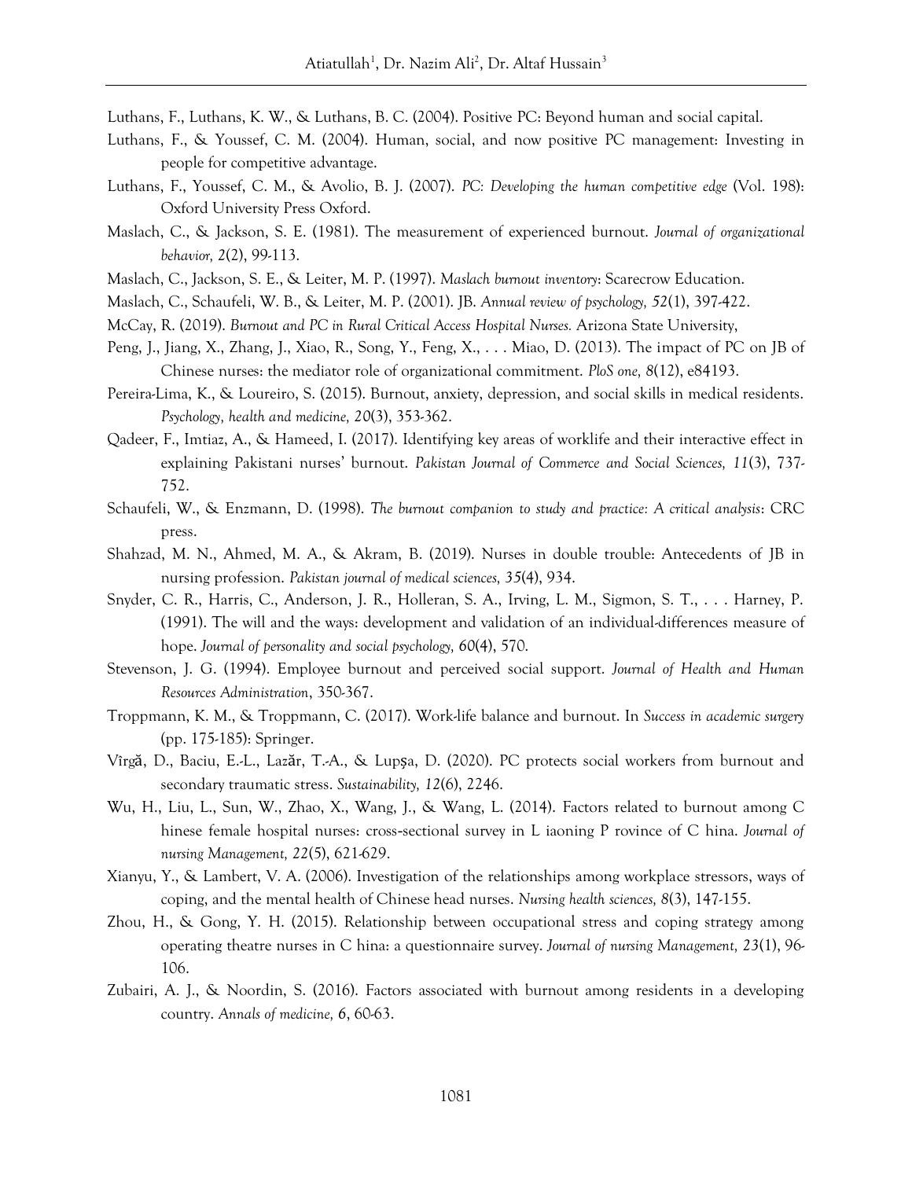Luthans, F., Luthans, K. W., & Luthans, B. C. (2004). Positive PC: Beyond human and social capital.

Luthans, F., & Youssef, C. M. (2004). Human, social, and now positive PC management: Investing in people for competitive advantage.

Luthans, F., Youssef, C. M., & Avolio, B. J. (2007). *PC: Developing the human competitive edge* (Vol. 198): Oxford University Press Oxford.

Maslach, C., & Jackson, S. E. (1981). The measurement of experienced burnout. *Journal of organizational behavior, 2*(2), 99-113.

Maslach, C., Jackson, S. E., & Leiter, M. P. (1997). *Maslach burnout inventory*: Scarecrow Education.

Maslach, C., Schaufeli, W. B., & Leiter, M. P. (2001). JB. *Annual review of psychology, 52*(1), 397-422.

McCay, R. (2019). *Burnout and PC in Rural Critical Access Hospital Nurses.* Arizona State University,

Peng, J., Jiang, X., Zhang, J., Xiao, R., Song, Y., Feng, X., . . . Miao, D. (2013). The impact of PC on JB of Chinese nurses: the mediator role of organizational commitment. *PloS one, 8*(12), e84193.

Pereira-Lima, K., & Loureiro, S. (2015). Burnout, anxiety, depression, and social skills in medical residents. *Psychology, health and medicine, 20*(3), 353-362.

Qadeer, F., Imtiaz, A., & Hameed, I. (2017). Identifying key areas of worklife and their interactive effect in explaining Pakistani nurses' burnout. *Pakistan Journal of Commerce and Social Sciences, 11*(3), 737-752.

Schaufeli, W., & Enzmann, D. (1998). *The burnout companion to study and practice: A critical analysis*: CRC press.

Shahzad, M. N., Ahmed, M. A., & Akram, B. (2019). Nurses in double trouble: Antecedents of JB in nursing profession. *Pakistan journal of medical sciences, 35*(4), 934.

Snyder, C. R., Harris, C., Anderson, J. R., Holleran, S. A., Irving, L. M., Sigmon, S. T., . . . Harney, P. (1991). The will and the ways: development and validation of an individual-differences measure of hope. *Journal of personality and social psychology, 60*(4), 570.

Stevenson, J. G. (1994). Employee burnout and perceived social support. *Journal of Health and Human Resources Administration*, 350-367.

Troppmann, K. M., & Troppmann, C. (2017). Work-life balance and burnout. In *Success in academic surgery* (pp. 175-185): Springer.

Vîrgă, D., Baciu, E.-L., Lazăr, T.-A., & Lupșa, D. (2020). PC protects social workers from burnout and secondary traumatic stress. *Sustainability, 12*(6), 2246.

Wu, H., Liu, L., Sun, W., Zhao, X., Wang, J., & Wang, L. (2014). Factors related to burnout among C hinese female hospital nurses: cross-sectional survey in L iaoning P rovince of C hina. *Journal of nursing Management, 22*(5), 621-629.

Xianyu, Y., & Lambert, V. A. (2006). Investigation of the relationships among workplace stressors, ways of coping, and the mental health of Chinese head nurses. *Nursing health sciences, 8*(3), 147-155.

Zhou, H., & Gong, Y. H. (2015). Relationship between occupational stress and coping strategy among operating theatre nurses in C hina: a questionnaire survey. *Journal of nursing Management, 23*(1), 96-106.

Zubairi, A. J., & Noordin, S. (2016). Factors associated with burnout among residents in a developing country. *Annals of medicine, 6*, 60-63.